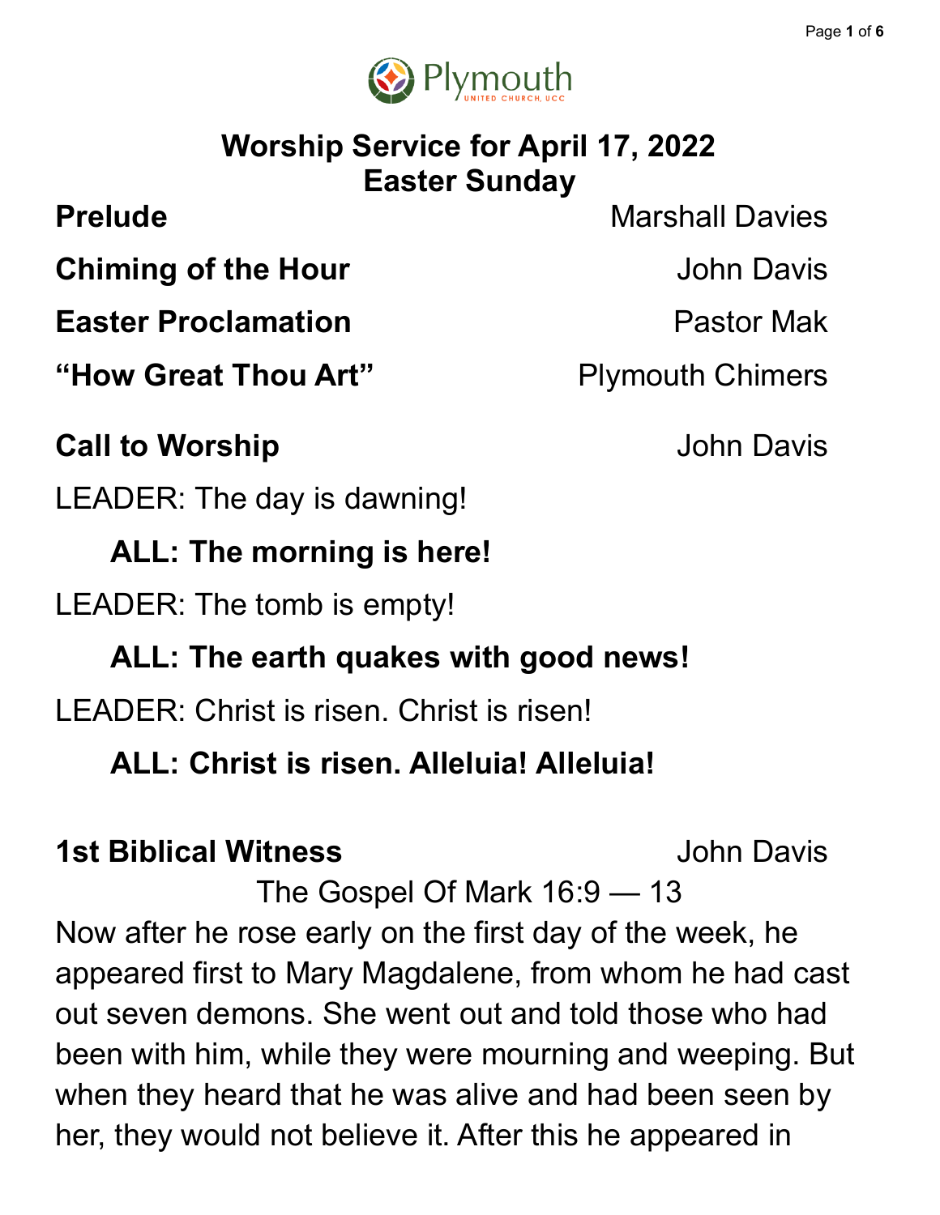# Worship Service for April 17, 2022
## Easter Sunday

**Prelude** Marshall Davies

**Chiming of the Hour** John Davis

**Easter Proclamation** Pastor Mak

**"How Great Thou Art"** Plymouth Chimers

**Call to Worship** John Davis

LEADER: The day is dawning!

**ALL: The morning is here!**

LEADER: The tomb is empty!

**ALL: The earth quakes with good news!**

LEADER: Christ is risen. Christ is risen!

**ALL: Christ is risen. Alleluia! Alleluia!**

**1st Biblical Witness** John Davis

The Gospel Of Mark 16:9 — 13

Now after he rose early on the first day of the week, he appeared first to Mary Magdalene, from whom he had cast out seven demons. She went out and told those who had been with him, while they were mourning and weeping. But when they heard that he was alive and had been seen by her, they would not believe it. After this he appeared in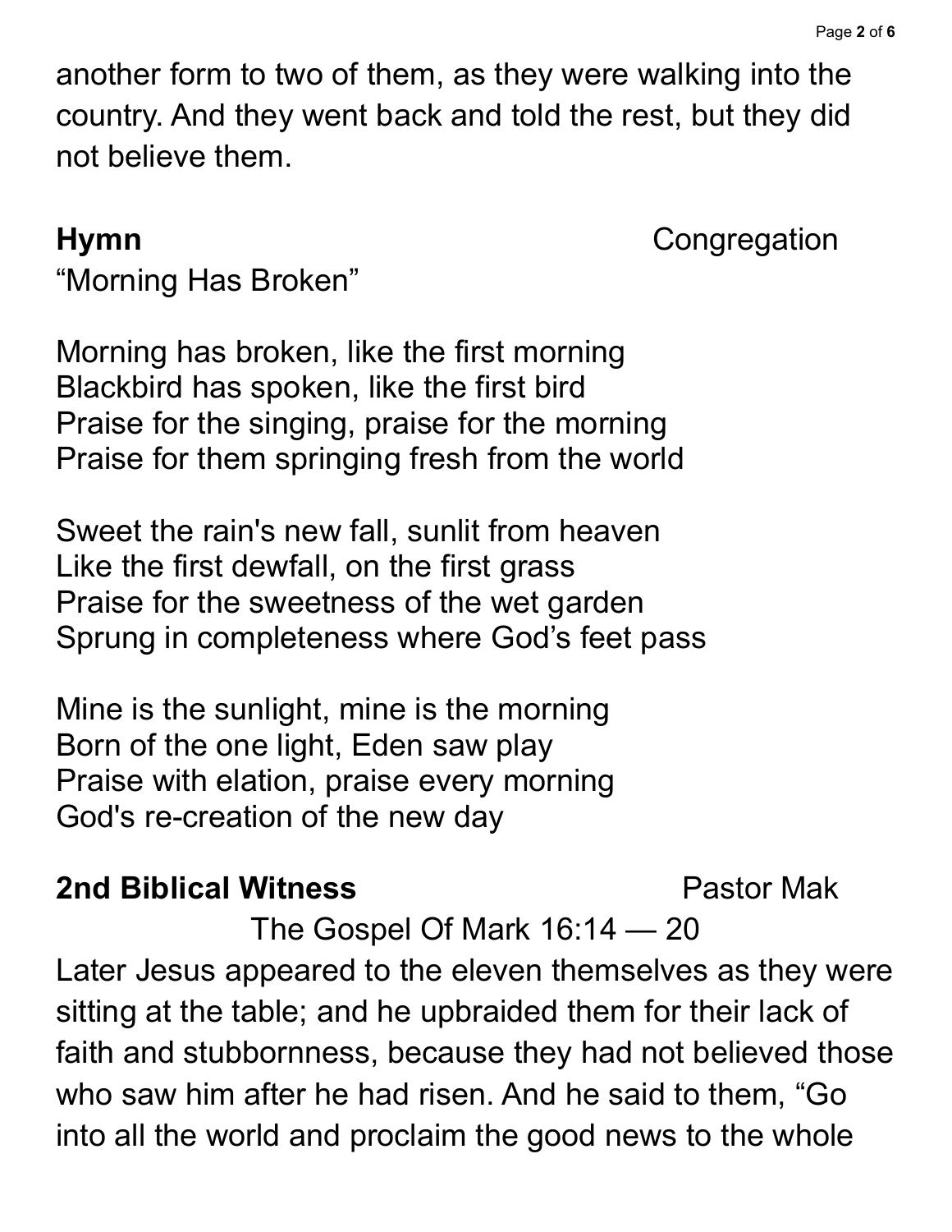another form to two of them, as they were walking into the country. And they went back and told the rest, but they did not believe them.

**Hymn** Congregation

"Morning Has Broken"

Morning has broken, like the first morning
Blackbird has spoken, like the first bird
Praise for the singing, praise for the morning
Praise for them springing fresh from the world

Sweet the rain's new fall, sunlit from heaven
Like the first dewfall, on the first grass
Praise for the sweetness of the wet garden
Sprung in completeness where God's feet pass

Mine is the sunlight, mine is the morning
Born of the one light, Eden saw play
Praise with elation, praise every morning
God's re-creation of the new day

**2nd Biblical Witness** Pastor Mak

The Gospel Of Mark 16:14 — 20

Later Jesus appeared to the eleven themselves as they were sitting at the table; and he upbraided them for their lack of faith and stubbornness, because they had not believed those who saw him after he had risen. And he said to them, "Go into all the world and proclaim the good news to the whole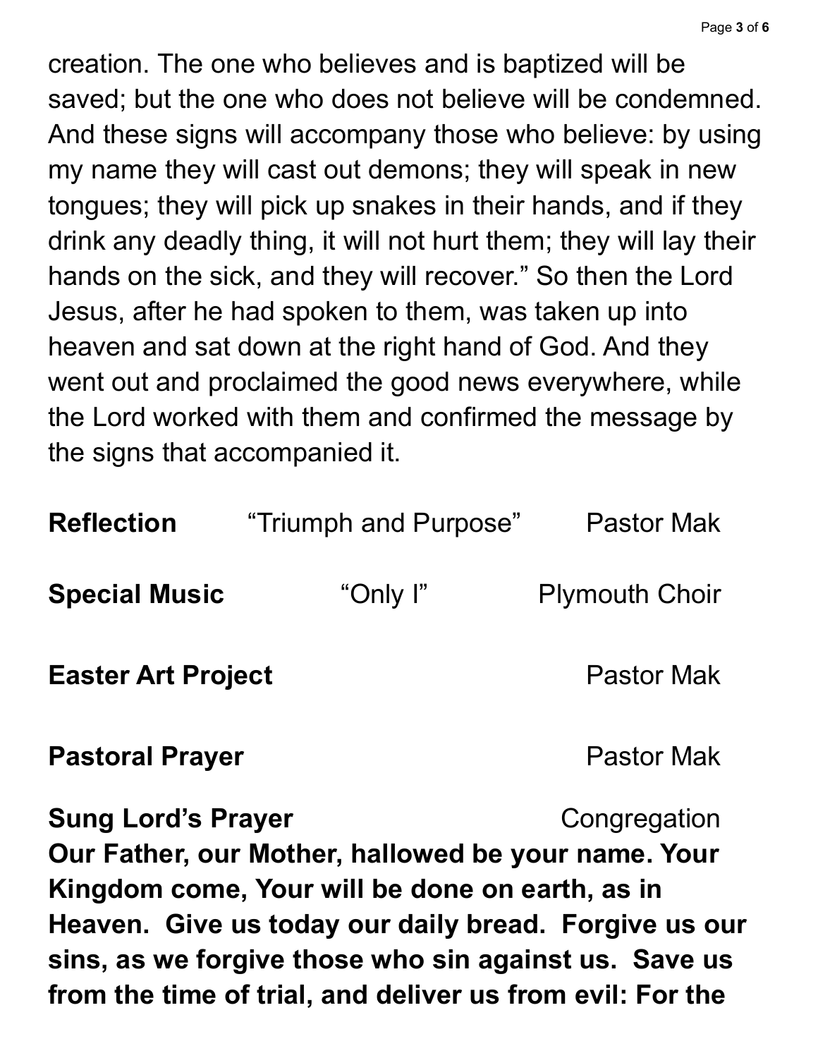creation. The one who believes and is baptized will be saved; but the one who does not believe will be condemned. And these signs will accompany those who believe: by using my name they will cast out demons; they will speak in new tongues; they will pick up snakes in their hands, and if they drink any deadly thing, it will not hurt them; they will lay their hands on the sick, and they will recover." So then the Lord Jesus, after he had spoken to them, was taken up into heaven and sat down at the right hand of God. And they went out and proclaimed the good news everywhere, while the Lord worked with them and confirmed the message by the signs that accompanied it.

**Reflection** "Triumph and Purpose" Pastor Mak

**Special Music** "Only I" Plymouth Choir

**Easter Art Project** Pastor Mak

**Pastoral Prayer** Pastor Mak

**Sung Lord's Prayer** Congregation

**Our Father, our Mother, hallowed be your name. Your Kingdom come, Your will be done on earth, as in Heaven. Give us today our daily bread. Forgive us our sins, as we forgive those who sin against us. Save us from the time of trial, and deliver us from evil: For the**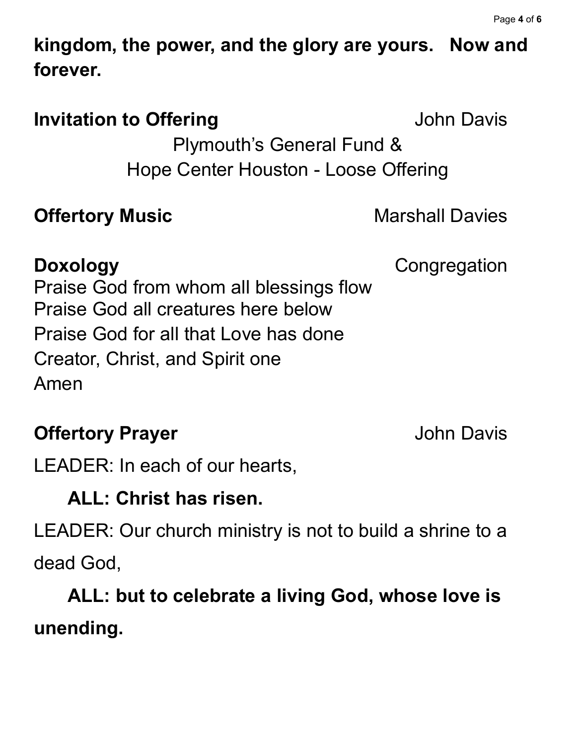**kingdom, the power, and the glory are yours. Now and forever.**

**Invitation to Offering** John Davis

Plymouth's General Fund &
Hope Center Houston - Loose Offering

**Offertory Music** Marshall Davies

**Doxology** Congregation

Praise God from whom all blessings flow
Praise God all creatures here below
Praise God for all that Love has done
Creator, Christ, and Spirit one
Amen

**Offertory Prayer** John Davis

LEADER: In each of our hearts,

**ALL: Christ has risen.**

LEADER: Our church ministry is not to build a shrine to a dead God,

**ALL: but to celebrate a living God, whose love is unending.**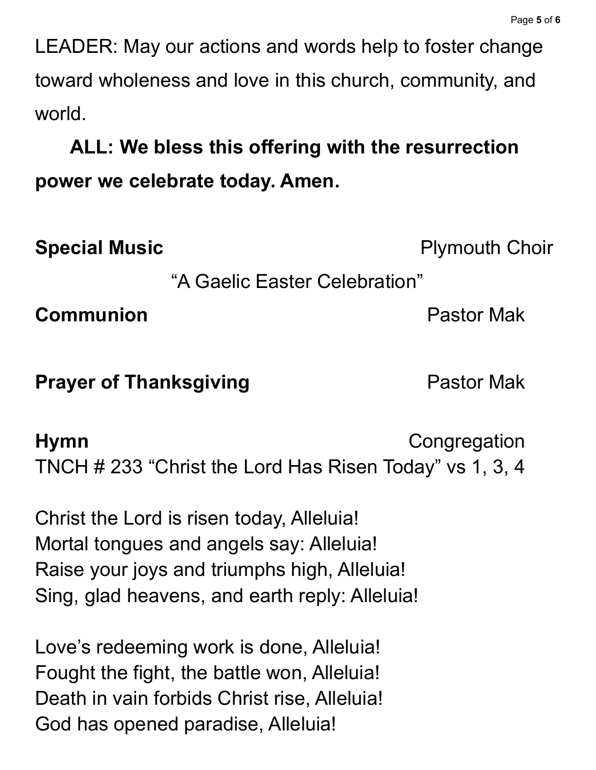LEADER: May our actions and words help to foster change toward wholeness and love in this church, community, and world.

**ALL: We bless this offering with the resurrection power we celebrate today. Amen.**

**Special Music** Plymouth Choir

"A Gaelic Easter Celebration"

**Communion** Pastor Mak

**Prayer of Thanksgiving** Pastor Mak

**Hymn** Congregation

TNCH # 233 "Christ the Lord Has Risen Today" vs 1, 3, 4

Christ the Lord is risen today, Alleluia!
Mortal tongues and angels say: Alleluia!
Raise your joys and triumphs high, Alleluia!
Sing, glad heavens, and earth reply: Alleluia!

Love's redeeming work is done, Alleluia!
Fought the fight, the battle won, Alleluia!
Death in vain forbids Christ rise, Alleluia!
God has opened paradise, Alleluia!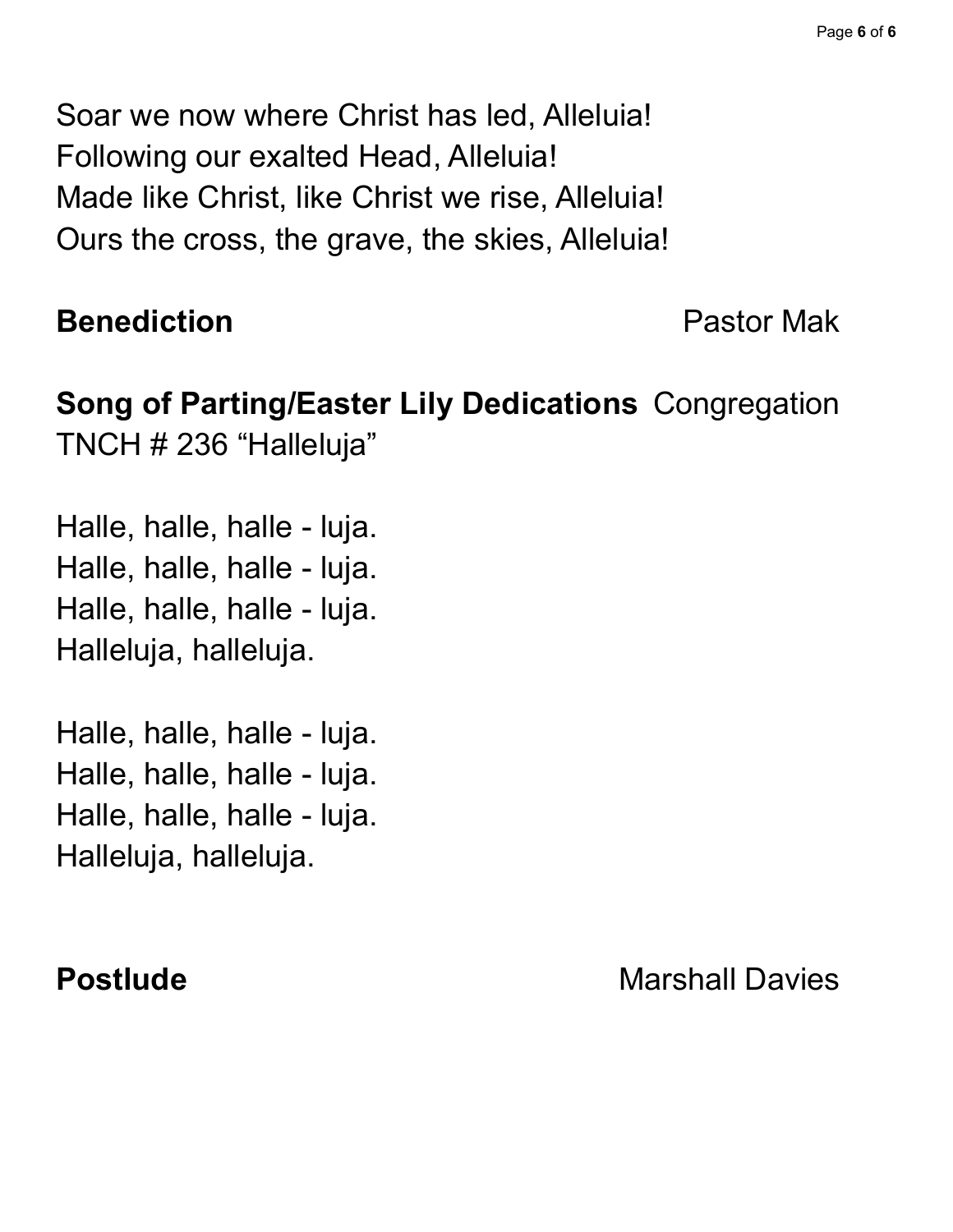Soar we now where Christ has led, Alleluia!
Following our exalted Head, Alleluia!
Made like Christ, like Christ we rise, Alleluia!
Ours the cross, the grave, the skies, Alleluia!

**Benediction** Pastor Mak

**Song of Parting/Easter Lily Dedications** Congregation
TNCH # 236 “Halleluja”

Halle, halle, halle - luja.
Halle, halle, halle - luja.
Halle, halle, halle - luja.
Halleluja, halleluja.

Halle, halle, halle - luja.
Halle, halle, halle - luja.
Halle, halle, halle - luja.
Halleluja, halleluja.

**Postlude** Marshall Davies